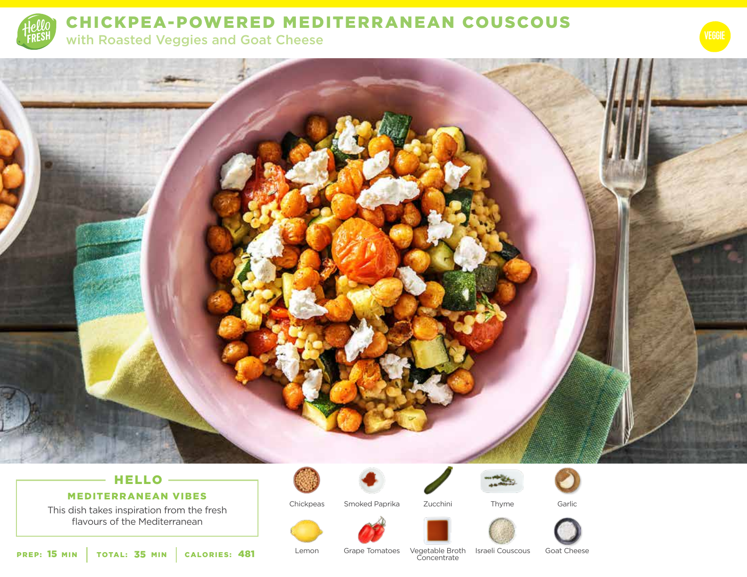# CHICKPEA-POWERED MEDITERRANEAN COUSCOUS

## with Roasted Veggies and Goat Cheese

VEGGIE

### HELLO

**MEDITERRANEAN VIBES**

This dish takes inspiration from the fresh flavours of the Mediterranean

**PREP:** 15 MIN | **TOTAL:** 35 MIN | **CALORIES:** 481

- Chickpeas
- Smoked Paprika
- Zucchini
- Thyme
- Garlic
- Lemon
- Grape Tomatoes
- Vegetable Broth Concentrate
- Israeli Couscous
- Goat Cheese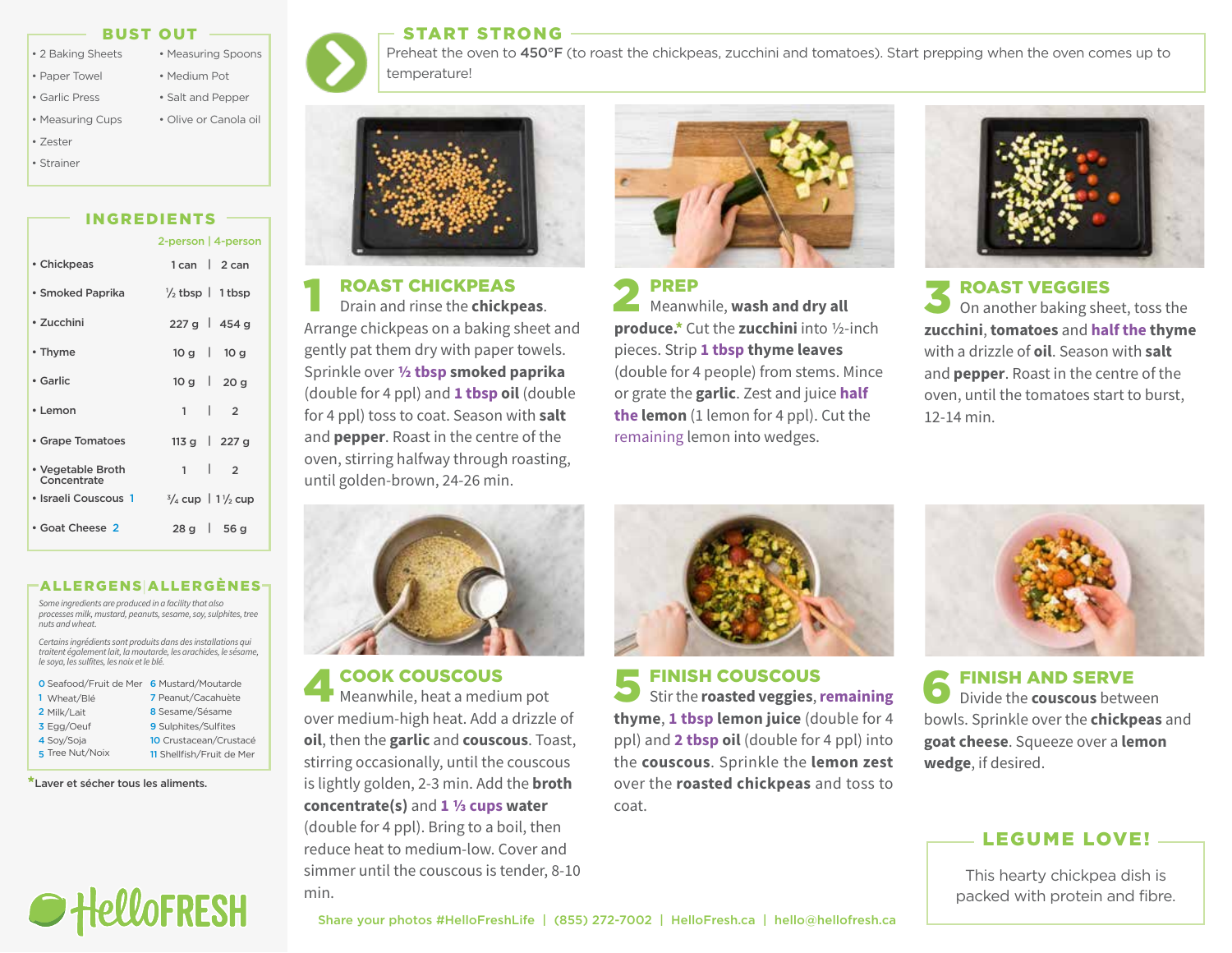## BUST OUT

- 2 Baking Sheets
- Paper Towel
- Garlic Press
- Measuring Cups
- Zester
- Strainer
- Measuring Spoons
- Medium Pot
- Salt and Pepper
- Olive or Canola oil

## INGREDIENTS

| | 2-person | 4-person |
|---|---|---|
| Chickpeas | 1 can | 2 can |
| Smoked Paprika | ½ tbsp | 1 tbsp |
| Zucchini | 227 g | 454 g |
| Thyme | 10 g | 10 g |
| Garlic | 10 g | 20 g |
| Lemon | 1 | 2 |
| Grape Tomatoes | 113 g | 227 g |
| Vegetable Broth Concentrate | 1 | 2 |
| Israeli Couscous 1 | ¾ cup | 1½ cup |
| Goat Cheese 2 | 28 g | 56 g |

## ALLERGENS | ALLERGÈNES

*Some ingredients are produced in a facility that also processes milk, mustard, peanuts, sesame, soy, sulphites, tree nuts and wheat.*

*Certains ingrédients sont produits dans des installations qui traitent également lait, la moutarde, les arachides, le sésame, le soya, les sulfites, les noix et le blé.*

0 Seafood/Fruit de Mer
1 Wheat/Blé
2 Milk/Lait
3 Egg/Oeuf
4 Soy/Soja
5 Tree Nut/Noix
6 Mustard/Moutarde
7 Peanut/Cacahuète
8 Sesame/Sésame
9 Sulphites/Sulfites
10 Crustacean/Crustacé
11 Shellfish/Fruit de Mer

*Laver et sécher tous les aliments.

## START STRONG

Preheat the oven to **450°F** (to roast the chickpeas, zucchini and tomatoes). Start prepping when the oven comes up to temperature!

## 1 ROAST CHICKPEAS

Drain and rinse the **chickpeas**. Arrange chickpeas on a baking sheet and gently pat them dry with paper towels. Sprinkle over **½ tbsp smoked paprika** (double for 4 ppl) and **1 tbsp oil** (double for 4 ppl) toss to coat. Season with **salt** and **pepper**. Roast in the centre of the oven, stirring halfway through roasting, until golden-brown, 24-26 min.

## 2 PREP

Meanwhile, **wash and dry all produce.*** Cut the **zucchini** into ½-inch pieces. Strip **1 tbsp thyme leaves** (double for 4 people) from stems. Mince or grate the **garlic**. Zest and juice **half the lemon** (1 lemon for 4 ppl). Cut the remaining lemon into wedges.

## 3 ROAST VEGGIES

On another baking sheet, toss the **zucchini**, **tomatoes** and **half the thyme** with a drizzle of **oil**. Season with **salt** and **pepper**. Roast in the centre of the oven, until the tomatoes start to burst, 12-14 min.

## 4 COOK COUSCOUS

Meanwhile, heat a medium pot over medium-high heat. Add a drizzle of **oil**, then the **garlic** and **couscous**. Toast, stirring occasionally, until the couscous is lightly golden, 2-3 min. Add the **broth concentrate(s)** and **1 ⅓ cups water** (double for 4 ppl). Bring to a boil, then reduce heat to medium-low. Cover and simmer until the couscous is tender, 8-10 min.

## 5 FINISH COUSCOUS

Stir the **roasted veggies**, **remaining thyme**, **1 tbsp lemon juice** (double for 4 ppl) and **2 tbsp oil** (double for 4 ppl) into the **couscous**. Sprinkle the **lemon zest** over the **roasted chickpeas** and toss to coat.

## 6 FINISH AND SERVE

Divide the **couscous** between bowls. Sprinkle over the **chickpeas** and **goat cheese**. Squeeze over a **lemon wedge**, if desired.

## LEGUME LOVE!

This hearty chickpea dish is packed with protein and fibre.

Share your photos #HelloFreshLife | (855) 272-7002 | HelloFresh.ca | hello@hellofresh.ca

HelloFRESH